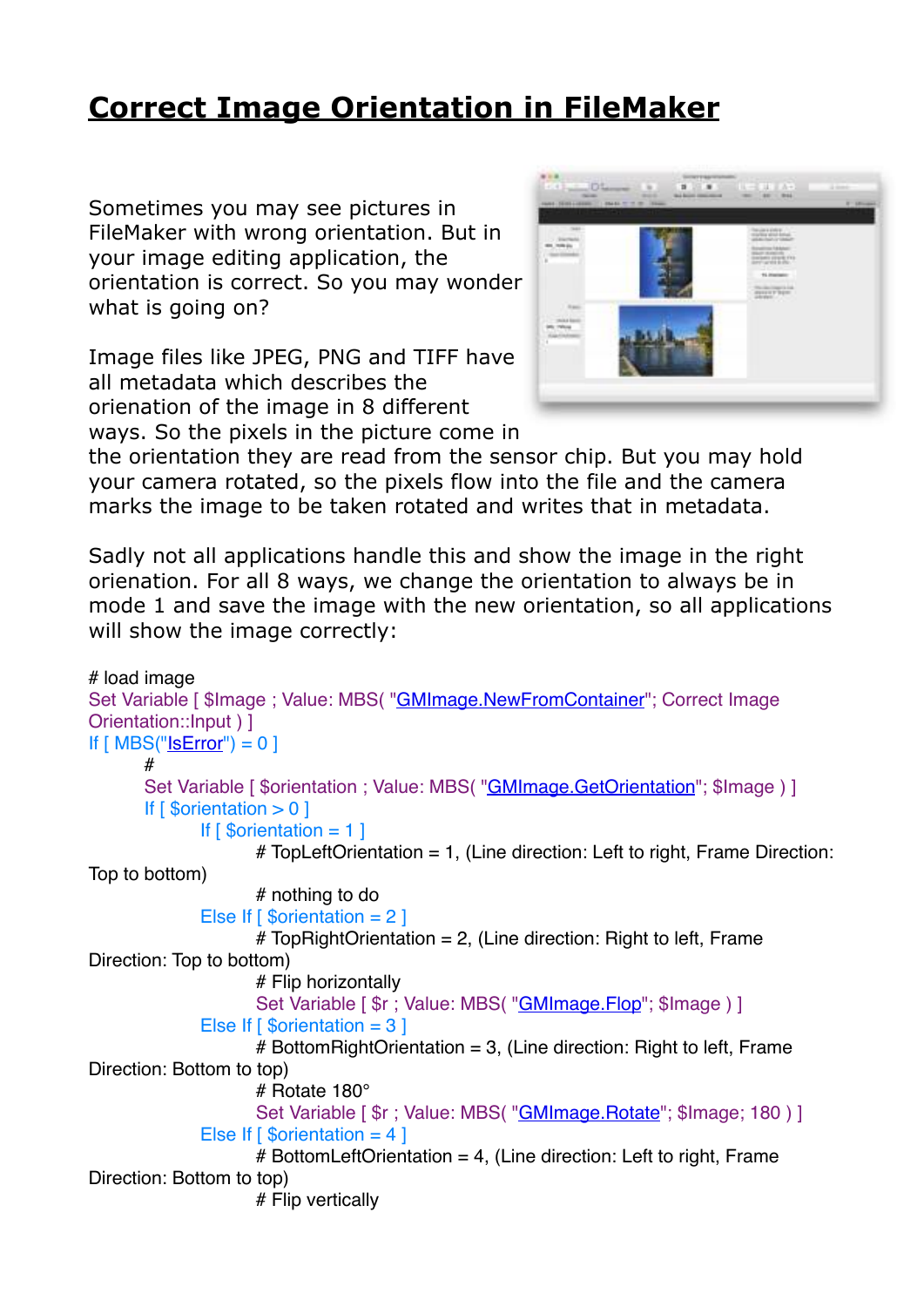# Correct Image Orientation in FileMaker

Sometimes you may see pictures in FileMaker with wrong orientation. But in your image editing application, the orientation is correct. So you may wonder what is going on?

Image files like JPEG, PNG and TIFF have all metadata which describes the orienation of the image in 8 different ways. So the pixels in the picture come in the orientation they are read from the sensor chip. But you may hold your camera rotated, so the pixels flow into the file and the camera marks the image to be taken rotated and writes that in metadata.

Sadly not all applications handle this and show the image in the right orienation. For all 8 ways, we change the orientation to always be in mode 1 and save the image with the new orientation, so all applications will show the image correctly:

```
# load image
Set Variable [ $Image ; Value: MBS( "GMImage.NewFromContainer"; Correct Image Orientation::Input ) ]
If [ MBS("IsError") = 0 ]
	#
	Set Variable [ $orientation ; Value: MBS( "GMImage.GetOrientation"; $Image ) ]
	If [ $orientation > 0 ]
		If [ $orientation = 1 ]
			# TopLeftOrientation = 1, (Line direction: Left to right, Frame Direction: Top to bottom)
			# nothing to do
		Else If [ $orientation = 2 ]
			# TopRightOrientation = 2, (Line direction: Right to left, Frame Direction: Top to bottom)
			# Flip horizontally
			Set Variable [ $r ; Value: MBS( "GMImage.Flop"; $Image ) ]
		Else If [ $orientation = 3 ]
			# BottomRightOrientation = 3, (Line direction: Right to left, Frame Direction: Bottom to top)
			# Rotate 180°
			Set Variable [ $r ; Value: MBS( "GMImage.Rotate"; $Image; 180 ) ]
		Else If [ $orientation = 4 ]
			# BottomLeftOrientation = 4, (Line direction: Left to right, Frame Direction: Bottom to top)
			# Flip vertically
```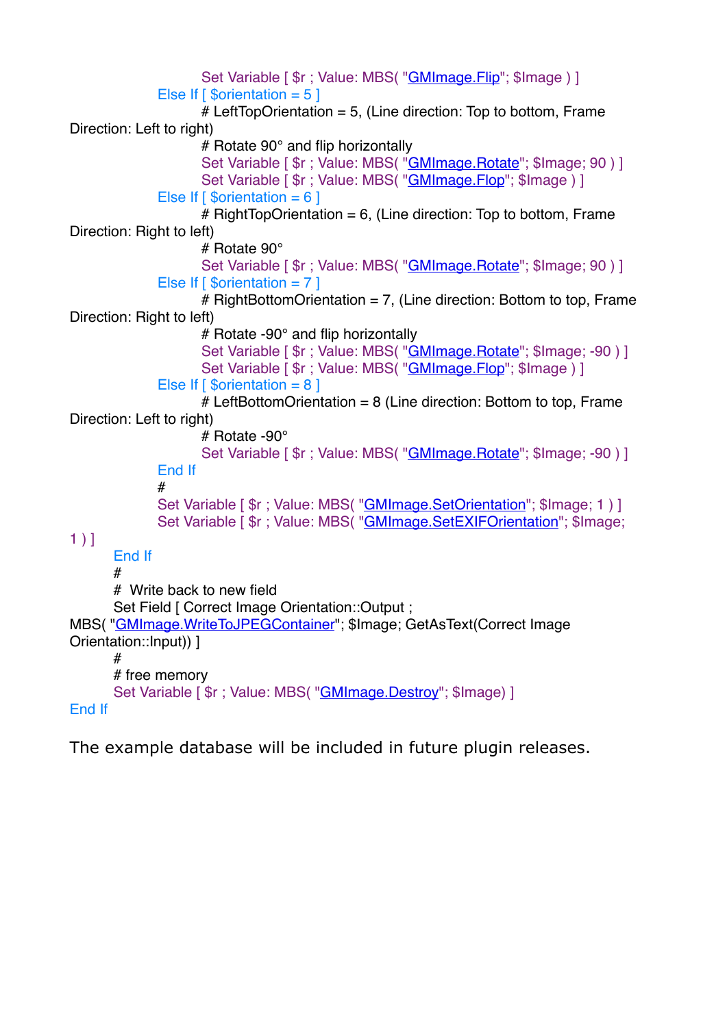```
                Set Variable [ $r ; Value: MBS( "GMImage.Flip"; $Image ) ]
            Else If [ $orientation = 5 ]
                # LeftTopOrientation = 5, (Line direction: Top to bottom, Frame Direction: Left to right)
                # Rotate 90° and flip horizontally
                Set Variable [ $r ; Value: MBS( "GMImage.Rotate"; $Image; 90 ) ]
                Set Variable [ $r ; Value: MBS( "GMImage.Flop"; $Image ) ]
            Else If [ $orientation = 6 ]
                # RightTopOrientation = 6, (Line direction: Top to bottom, Frame Direction: Right to left)
                # Rotate 90°
                Set Variable [ $r ; Value: MBS( "GMImage.Rotate"; $Image; 90 ) ]
            Else If [ $orientation = 7 ]
                # RightBottomOrientation = 7, (Line direction: Bottom to top, Frame Direction: Right to left)
                # Rotate -90° and flip horizontally
                Set Variable [ $r ; Value: MBS( "GMImage.Rotate"; $Image; -90 ) ]
                Set Variable [ $r ; Value: MBS( "GMImage.Flop"; $Image ) ]
            Else If [ $orientation = 8 ]
                # LeftBottomOrientation = 8 (Line direction: Bottom to top, Frame Direction: Left to right)
                # Rotate -90°
                Set Variable [ $r ; Value: MBS( "GMImage.Rotate"; $Image; -90 ) ]
            End If
            #
            Set Variable [ $r ; Value: MBS( "GMImage.SetOrientation"; $Image; 1 ) ]
            Set Variable [ $r ; Value: MBS( "GMImage.SetEXIFOrientation"; $Image; 1 ) ]
        End If
        #
        # Write back to new field
        Set Field [ Correct Image Orientation::Output ; MBS( "GMImage.WriteToJPEGContainer"; $Image; GetAsText(Correct Image Orientation::Input)) ]
        #
        # free memory
        Set Variable [ $r ; Value: MBS( "GMImage.Destroy"; $Image) ]
End If
```

The example database will be included in future plugin releases.